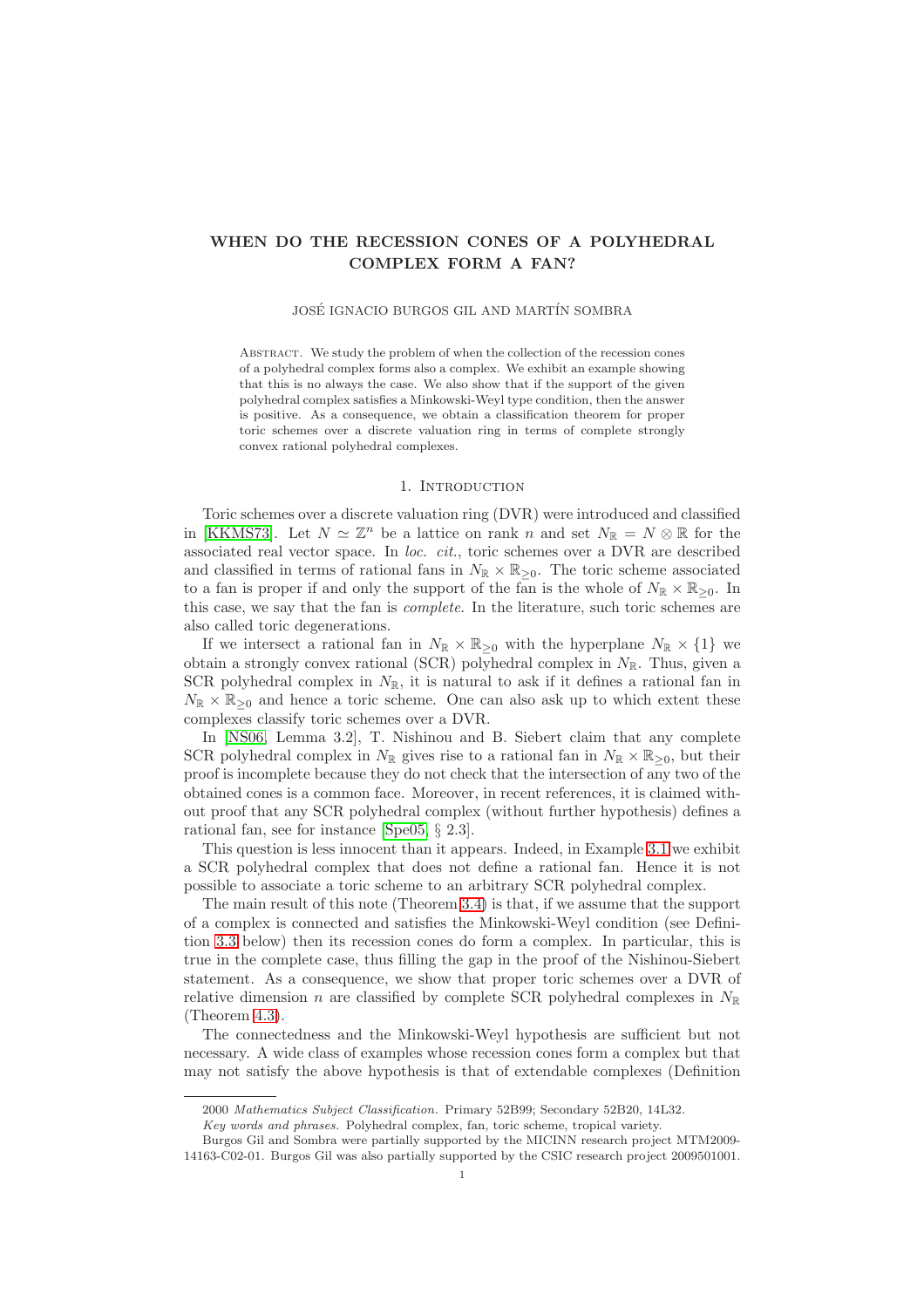# WHEN DO THE RECESSION CONES OF A POLYHEDRAL COMPLEX FORM A FAN?

JOSÉ IGNACIO BURGOS GIL AND MARTÍN SOMBRA

Abstract. We study the problem of when the collection of the recession cones of a polyhedral complex forms also a complex. We exhibit an example showing that this is no always the case. We also show that if the support of the given polyhedral complex satisfies a Minkowski-Weyl type condition, then the answer is positive. As a consequence, we obtain a classification theorem for proper toric schemes over a discrete valuation ring in terms of complete strongly convex rational polyhedral complexes.

## 1. Introduction

Toric schemes over a discrete valuation ring (DVR) were introduced and classified in [KKMS73]. Let $N \simeq \mathbb{Z}^n$ be a lattice on rank $n$ and set $N_{\mathbb{R}} = N \otimes \mathbb{R}$ for the associated real vector space. In *loc. cit.*, toric schemes over a DVR are described and classified in terms of rational fans in $N_{\mathbb{R}} \times \mathbb{R}_{\geq 0}$. The toric scheme associated to a fan is proper if and only the support of the fan is the whole of $N_{\mathbb{R}} \times \mathbb{R}_{\geq 0}$. In this case, we say that the fan is *complete*. In the literature, such toric schemes are also called toric degenerations.

If we intersect a rational fan in $N_{\mathbb{R}} \times \mathbb{R}_{\geq 0}$ with the hyperplane $N_{\mathbb{R}} \times \{1\}$ we obtain a strongly convex rational (SCR) polyhedral complex in $N_{\mathbb{R}}$. Thus, given a SCR polyhedral complex in $N_{\mathbb{R}}$, it is natural to ask if it defines a rational fan in $N_{\mathbb{R}} \times \mathbb{R}_{\geq 0}$ and hence a toric scheme. One can also ask up to which extent these complexes classify toric schemes over a DVR.

In [NS06, Lemma 3.2], T. Nishinou and B. Siebert claim that any complete SCR polyhedral complex in $N_{\mathbb{R}}$ gives rise to a rational fan in $N_{\mathbb{R}} \times \mathbb{R}_{\geq 0}$, but their proof is incomplete because they do not check that the intersection of any two of the obtained cones is a common face. Moreover, in recent references, it is claimed without proof that any SCR polyhedral complex (without further hypothesis) defines a rational fan, see for instance [Spe05, § 2.3].

This question is less innocent than it appears. Indeed, in Example 3.1 we exhibit a SCR polyhedral complex that does not define a rational fan. Hence it is not possible to associate a toric scheme to an arbitrary SCR polyhedral complex.

The main result of this note (Theorem 3.4) is that, if we assume that the support of a complex is connected and satisfies the Minkowski-Weyl condition (see Definition 3.3 below) then its recession cones do form a complex. In particular, this is true in the complete case, thus filling the gap in the proof of the Nishinou-Siebert statement. As a consequence, we show that proper toric schemes over a DVR of relative dimension $n$ are classified by complete SCR polyhedral complexes in $N_{\mathbb{R}}$ (Theorem 4.3).

The connectedness and the Minkowski-Weyl hypothesis are sufficient but not necessary. A wide class of examples whose recession cones form a complex but that may not satisfy the above hypothesis is that of extendable complexes (Definition

---

2000 *Mathematics Subject Classification.* Primary 52B99; Secondary 52B20, 14L32.

*Key words and phrases.* Polyhedral complex, fan, toric scheme, tropical variety.

Burgos Gil and Sombra were partially supported by the MICINN research project MTM2009-14163-C02-01. Burgos Gil was also partially supported by the CSIC research project 2009501001.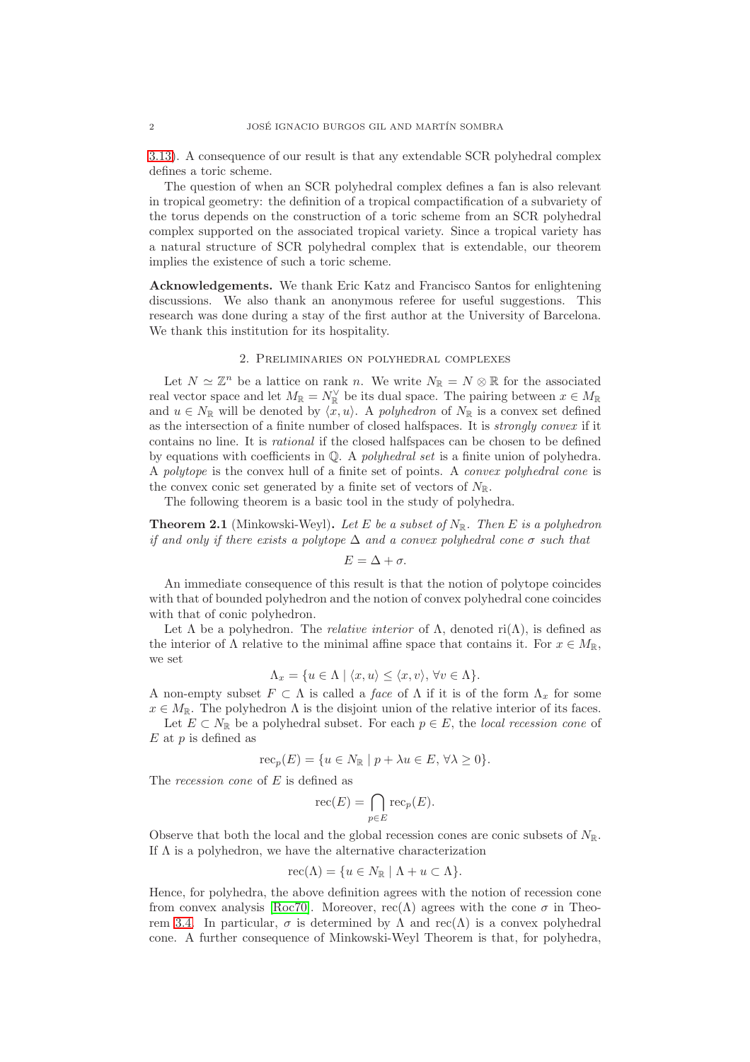3.13). A consequence of our result is that any extendable SCR polyhedral complex defines a toric scheme.

The question of when an SCR polyhedral complex defines a fan is also relevant in tropical geometry: the definition of a tropical compactification of a subvariety of the torus depends on the construction of a toric scheme from an SCR polyhedral complex supported on the associated tropical variety. Since a tropical variety has a natural structure of SCR polyhedral complex that is extendable, our theorem implies the existence of such a toric scheme.

**Acknowledgements.** We thank Eric Katz and Francisco Santos for enlightening discussions. We also thank an anonymous referee for useful suggestions. This research was done during a stay of the first author at the University of Barcelona. We thank this institution for its hospitality.

## 2. Preliminaries on polyhedral complexes

Let $N \simeq \mathbb{Z}^n$ be a lattice on rank $n$. We write $N_\mathbb{R} = N \otimes \mathbb{R}$ for the associated real vector space and let $M_\mathbb{R} = N_\mathbb{R}^\vee$ be its dual space. The pairing between $x \in M_\mathbb{R}$ and $u \in N_\mathbb{R}$ will be denoted by $\langle x, u \rangle$. A *polyhedron* of $N_\mathbb{R}$ is a convex set defined as the intersection of a finite number of closed halfspaces. It is *strongly convex* if it contains no line. It is *rational* if the closed halfspaces can be chosen to be defined by equations with coefficients in $\mathbb{Q}$. A *polyhedral set* is a finite union of polyhedra. A *polytope* is the convex hull of a finite set of points. A *convex polyhedral cone* is the convex conic set generated by a finite set of vectors of $N_\mathbb{R}$.

The following theorem is a basic tool in the study of polyhedra.

**Theorem 2.1** (Minkowski-Weyl)**.** *Let $E$ be a subset of $N_\mathbb{R}$. Then $E$ is a polyhedron if and only if there exists a polytope $\Delta$ and a convex polyhedral cone $\sigma$ such that*

$$E = \Delta + \sigma.$$

An immediate consequence of this result is that the notion of polytope coincides with that of bounded polyhedron and the notion of convex polyhedral cone coincides with that of conic polyhedron.

Let $\Lambda$ be a polyhedron. The *relative interior* of $\Lambda$, denoted $\mathrm{ri}(\Lambda)$, is defined as the interior of $\Lambda$ relative to the minimal affine space that contains it. For $x \in M_\mathbb{R}$, we set

$$\Lambda_x = \{u \in \Lambda \mid \langle x, u \rangle \leq \langle x, v \rangle, \forall v \in \Lambda\}.$$

A non-empty subset $F \subset \Lambda$ is called a *face* of $\Lambda$ if it is of the form $\Lambda_x$ for some $x \in M_\mathbb{R}$. The polyhedron $\Lambda$ is the disjoint union of the relative interior of its faces.

Let $E \subset N_\mathbb{R}$ be a polyhedral subset. For each $p \in E$, the *local recession cone* of $E$ at $p$ is defined as

$$\mathrm{rec}_p(E) = \{u \in N_\mathbb{R} \mid p + \lambda u \in E, \forall \lambda \geq 0\}.$$

The *recession cone* of $E$ is defined as

$$\mathrm{rec}(E) = \bigcap_{p \in E} \mathrm{rec}_p(E).$$

Observe that both the local and the global recession cones are conic subsets of $N_\mathbb{R}$. If $\Lambda$ is a polyhedron, we have the alternative characterization

$$\mathrm{rec}(\Lambda) = \{u \in N_\mathbb{R} \mid \Lambda + u \subset \Lambda\}.$$

Hence, for polyhedra, the above definition agrees with the notion of recession cone from convex analysis [Roc70]. Moreover, $\mathrm{rec}(\Lambda)$ agrees with the cone $\sigma$ in Theorem 3.4. In particular, $\sigma$ is determined by $\Lambda$ and $\mathrm{rec}(\Lambda)$ is a convex polyhedral cone. A further consequence of Minkowski-Weyl Theorem is that, for polyhedra,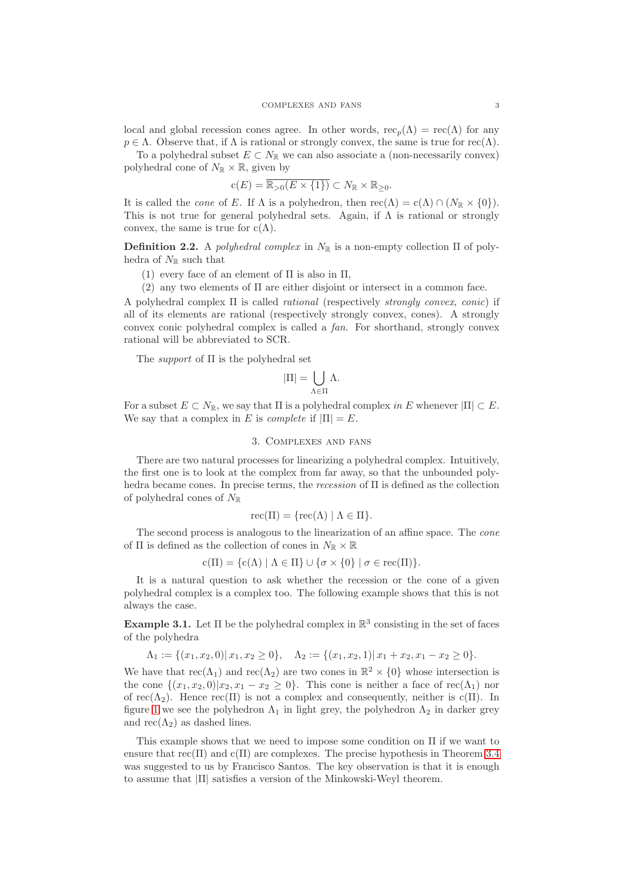local and global recession cones agree. In other words, $\mathrm{rec}_p(\Lambda) = \mathrm{rec}(\Lambda)$ for any $p \in \Lambda$. Observe that, if $\Lambda$ is rational or strongly convex, the same is true for $\mathrm{rec}(\Lambda)$.

To a polyhedral subset $E \subset N_{\mathbb{R}}$ we can also associate a (non-necessarily convex) polyhedral cone of $N_{\mathbb{R}} \times \mathbb{R}$, given by

$$\mathrm{c}(E) = \overline{\mathbb{R}_{>0}(E \times \{1\})} \subset N_{\mathbb{R}} \times \mathbb{R}_{\geq 0}.$$

It is called the *cone* of $E$. If $\Lambda$ is a polyhedron, then $\mathrm{rec}(\Lambda) = \mathrm{c}(\Lambda) \cap (N_{\mathbb{R}} \times \{0\})$. This is not true for general polyhedral sets. Again, if $\Lambda$ is rational or strongly convex, the same is true for $\mathrm{c}(\Lambda)$.

**Definition 2.2.** A *polyhedral complex* in $N_{\mathbb{R}}$ is a non-empty collection $\Pi$ of polyhedra of $N_{\mathbb{R}}$ such that

1. every face of an element of $\Pi$ is also in $\Pi$,
2. any two elements of $\Pi$ are either disjoint or intersect in a common face.

A polyhedral complex $\Pi$ is called *rational* (respectively *strongly convex*, *conic*) if all of its elements are rational (respectively strongly convex, cones). A strongly convex conic polyhedral complex is called a *fan*. For shorthand, strongly convex rational will be abbreviated to SCR.

The *support* of $\Pi$ is the polyhedral set

$$|\Pi| = \bigcup_{\Lambda \in \Pi} \Lambda.$$

For a subset $E \subset N_{\mathbb{R}}$, we say that $\Pi$ is a polyhedral complex *in* $E$ whenever $|\Pi| \subset E$. We say that a complex in $E$ is *complete* if $|\Pi| = E$.

## 3. Complexes and fans

There are two natural processes for linearizing a polyhedral complex. Intuitively, the first one is to look at the complex from far away, so that the unbounded polyhedra became cones. In precise terms, the *recession* of $\Pi$ is defined as the collection of polyhedral cones of $N_{\mathbb{R}}$

$$\mathrm{rec}(\Pi) = \{\mathrm{rec}(\Lambda) \mid \Lambda \in \Pi\}.$$

The second process is analogous to the linearization of an affine space. The *cone* of $\Pi$ is defined as the collection of cones in $N_{\mathbb{R}} \times \mathbb{R}$

$$\mathrm{c}(\Pi) = \{\mathrm{c}(\Lambda) \mid \Lambda \in \Pi\} \cup \{\sigma \times \{0\} \mid \sigma \in \mathrm{rec}(\Pi)\}.$$

It is a natural question to ask whether the recession or the cone of a given polyhedral complex is a complex too. The following example shows that this is not always the case.

**Example 3.1.** Let $\Pi$ be the polyhedral complex in $\mathbb{R}^3$ consisting in the set of faces of the polyhedra

$$\Lambda_1 := \{(x_1, x_2, 0) |\, x_1, x_2 \geq 0\}, \quad \Lambda_2 := \{(x_1, x_2, 1) |\, x_1 + x_2, x_1 - x_2 \geq 0\}.$$

We have that $\mathrm{rec}(\Lambda_1)$ and $\mathrm{rec}(\Lambda_2)$ are two cones in $\mathbb{R}^2 \times \{0\}$ whose intersection is the cone $\{(x_1, x_2, 0) | x_2, x_1 - x_2 \geq 0\}$. This cone is neither a face of $\mathrm{rec}(\Lambda_1)$ nor of $\mathrm{rec}(\Lambda_2)$. Hence $\mathrm{rec}(\Pi)$ is not a complex and consequently, neither is $\mathrm{c}(\Pi)$. In figure 1 we see the polyhedron $\Lambda_1$ in light grey, the polyhedron $\Lambda_2$ in darker grey and $\mathrm{rec}(\Lambda_2)$ as dashed lines.

This example shows that we need to impose some condition on $\Pi$ if we want to ensure that $\mathrm{rec}(\Pi)$ and $\mathrm{c}(\Pi)$ are complexes. The precise hypothesis in Theorem 3.4 was suggested to us by Francisco Santos. The key observation is that it is enough to assume that $|\Pi|$ satisfies a version of the Minkowski-Weyl theorem.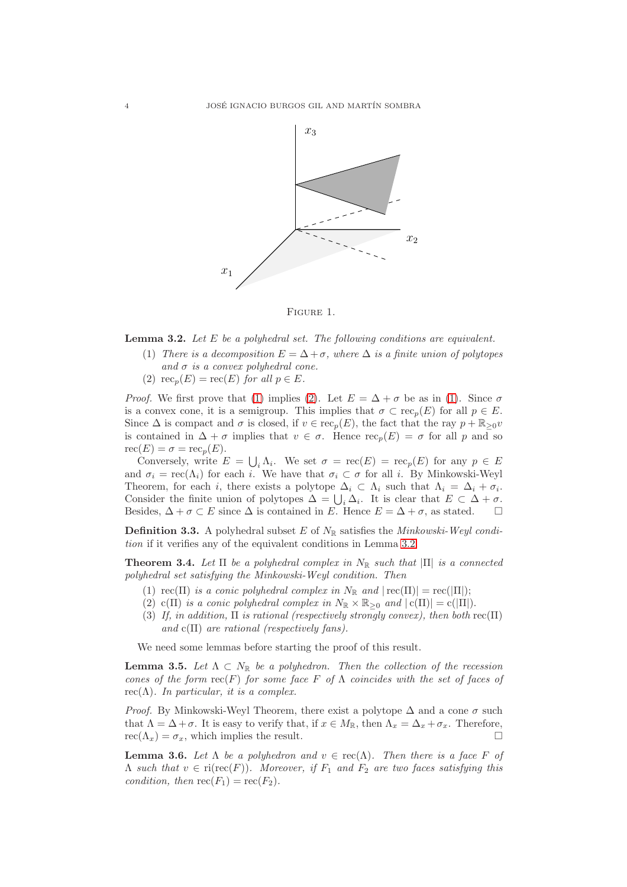FIGURE 1.

**Lemma 3.2.** *Let $E$ be a polyhedral set. The following conditions are equivalent.*

1. *There is a decomposition $E = \Delta + \sigma$, where $\Delta$ is a finite union of polytopes and $\sigma$ is a convex polyhedral cone.*
2. *$\operatorname{rec}_p(E) = \operatorname{rec}(E)$ for all $p \in E$.*

*Proof.* We first prove that (1) implies (2). Let $E = \Delta + \sigma$ be as in (1). Since $\sigma$ is a convex cone, it is a semigroup. This implies that $\sigma \subset \operatorname{rec}_p(E)$ for all $p \in E$. Since $\Delta$ is compact and $\sigma$ is closed, if $v \in \operatorname{rec}_p(E)$, the fact that the ray $p + \mathbb{R}_{\geq 0} v$ is contained in $\Delta + \sigma$ implies that $v \in \sigma$. Hence $\operatorname{rec}_p(E) = \sigma$ for all $p$ and so $\operatorname{rec}(E) = \sigma = \operatorname{rec}_p(E)$.

Conversely, write $E = \bigcup_i \Lambda_i$. We set $\sigma = \operatorname{rec}(E) = \operatorname{rec}_p(E)$ for any $p \in E$ and $\sigma_i = \operatorname{rec}(\Lambda_i)$ for each $i$. We have that $\sigma_i \subset \sigma$ for all $i$. By Minkowski-Weyl Theorem, for each $i$, there exists a polytope $\Delta_i \subset \Lambda_i$ such that $\Lambda_i = \Delta_i + \sigma_i$. Consider the finite union of polytopes $\Delta = \bigcup_i \Delta_i$. It is clear that $E \subset \Delta + \sigma$. Besides, $\Delta + \sigma \subset E$ since $\Delta$ is contained in $E$. Hence $E = \Delta + \sigma$, as stated. □

**Definition 3.3.** A polyhedral subset $E$ of $N_{\mathbb{R}}$ satisfies the *Minkowski-Weyl condition* if it verifies any of the equivalent conditions in Lemma 3.2.

**Theorem 3.4.** *Let $\Pi$ be a polyhedral complex in $N_{\mathbb{R}}$ such that $|\Pi|$ is a connected polyhedral set satisfying the Minkowski-Weyl condition. Then*

1. *$\operatorname{rec}(\Pi)$ is a conic polyhedral complex in $N_{\mathbb{R}}$ and $|\operatorname{rec}(\Pi)| = \operatorname{rec}(|\Pi|)$;*
2. *$\operatorname{c}(\Pi)$ is a conic polyhedral complex in $N_{\mathbb{R}} \times \mathbb{R}_{\geq 0}$ and $|\operatorname{c}(\Pi)| = \operatorname{c}(|\Pi|)$.*
3. *If, in addition, $\Pi$ is rational (respectively strongly convex), then both $\operatorname{rec}(\Pi)$ and $\operatorname{c}(\Pi)$ are rational (respectively fans).*

We need some lemmas before starting the proof of this result.

**Lemma 3.5.** *Let $\Lambda \subset N_{\mathbb{R}}$ be a polyhedron. Then the collection of the recession cones of the form $\operatorname{rec}(F)$ for some face $F$ of $\Lambda$ coincides with the set of faces of $\operatorname{rec}(\Lambda)$. In particular, it is a complex.*

*Proof.* By Minkowski-Weyl Theorem, there exist a polytope $\Delta$ and a cone $\sigma$ such that $\Lambda = \Delta + \sigma$. It is easy to verify that, if $x \in M_{\mathbb{R}}$, then $\Lambda_x = \Delta_x + \sigma_x$. Therefore, $\operatorname{rec}(\Lambda_x) = \sigma_x$, which implies the result. □

**Lemma 3.6.** *Let $\Lambda$ be a polyhedron and $v \in \operatorname{rec}(\Lambda)$. Then there is a face $F$ of $\Lambda$ such that $v \in \operatorname{ri}(\operatorname{rec}(F))$. Moreover, if $F_1$ and $F_2$ are two faces satisfying this condition, then $\operatorname{rec}(F_1) = \operatorname{rec}(F_2)$.*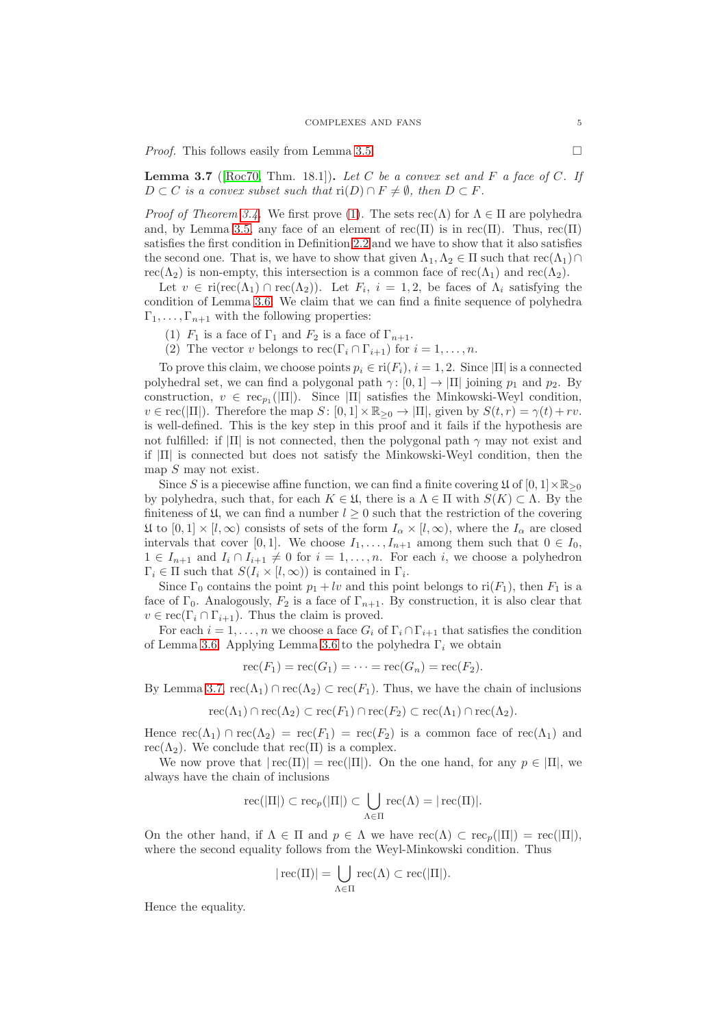*Proof.* This follows easily from Lemma 3.5. □

**Lemma 3.7** ([Roc70, Thm. 18.1]). *Let $C$ be a convex set and $F$ a face of $C$. If $D \subset C$ is a convex subset such that $\operatorname{ri}(D) \cap F \neq \emptyset$, then $D \subset F$.*

*Proof of Theorem 3.4.* We first prove (1). The sets $\operatorname{rec}(\Lambda)$ for $\Lambda \in \Pi$ are polyhedra and, by Lemma 3.5, any face of an element of $\operatorname{rec}(\Pi)$ is in $\operatorname{rec}(\Pi)$. Thus, $\operatorname{rec}(\Pi)$ satisfies the first condition in Definition 2.2 and we have to show that it also satisfies the second one. That is, we have to show that given $\Lambda_1, \Lambda_2 \in \Pi$ such that $\operatorname{rec}(\Lambda_1) \cap \operatorname{rec}(\Lambda_2)$ is non-empty, this intersection is a common face of $\operatorname{rec}(\Lambda_1)$ and $\operatorname{rec}(\Lambda_2)$.

Let $v \in \operatorname{ri}(\operatorname{rec}(\Lambda_1) \cap \operatorname{rec}(\Lambda_2))$. Let $F_i$, $i = 1, 2$, be faces of $\Lambda_i$ satisfying the condition of Lemma 3.6. We claim that we can find a finite sequence of polyhedra $\Gamma_1, \dots, \Gamma_{n+1}$ with the following properties:

(1) $F_1$ is a face of $\Gamma_1$ and $F_2$ is a face of $\Gamma_{n+1}$.
(2) The vector $v$ belongs to $\operatorname{rec}(\Gamma_i \cap \Gamma_{i+1})$ for $i = 1, \dots, n$.

To prove this claim, we choose points $p_i \in \operatorname{ri}(F_i)$, $i = 1, 2$. Since $|\Pi|$ is a connected polyhedral set, we can find a polygonal path $\gamma \colon [0,1] \to |\Pi|$ joining $p_1$ and $p_2$. By construction, $v \in \operatorname{rec}_{p_1}(|\Pi|)$. Since $|\Pi|$ satisfies the Minkowski-Weyl condition, $v \in \operatorname{rec}(|\Pi|)$. Therefore the map $S \colon [0,1] \times \mathbb{R}_{\geq 0} \to |\Pi|$, given by $S(t,r) = \gamma(t) + rv$. is well-defined. This is the key step in this proof and it fails if the hypothesis are not fulfilled: if $|\Pi|$ is not connected, then the polygonal path $\gamma$ may not exist and if $|\Pi|$ is connected but does not satisfy the Minkowski-Weyl condition, then the map $S$ may not exist.

Since $S$ is a piecewise affine function, we can find a finite covering $\mathfrak{U}$ of $[0,1] \times \mathbb{R}_{\geq 0}$ by polyhedra, such that, for each $K \in \mathfrak{U}$, there is a $\Lambda \in \Pi$ with $S(K) \subset \Lambda$. By the finiteness of $\mathfrak{U}$, we can find a number $l \geq 0$ such that the restriction of the covering $\mathfrak{U}$ to $[0,1] \times [l, \infty)$ consists of sets of the form $I_\alpha \times [l, \infty)$, where the $I_\alpha$ are closed intervals that cover $[0,1]$. We choose $I_1, \dots, I_{n+1}$ among them such that $0 \in I_0$, $1 \in I_{n+1}$ and $I_i \cap I_{i+1} \neq 0$ for $i = 1, \dots, n$. For each $i$, we choose a polyhedron $\Gamma_i \in \Pi$ such that $S(I_i \times [l, \infty))$ is contained in $\Gamma_i$.

Since $\Gamma_0$ contains the point $p_1 + lv$ and this point belongs to $\operatorname{ri}(F_1)$, then $F_1$ is a face of $\Gamma_0$. Analogously, $F_2$ is a face of $\Gamma_{n+1}$. By construction, it is also clear that $v \in \operatorname{rec}(\Gamma_i \cap \Gamma_{i+1})$. Thus the claim is proved.

For each $i = 1, \dots, n$ we choose a face $G_i$ of $\Gamma_i \cap \Gamma_{i+1}$ that satisfies the condition of Lemma 3.6. Applying Lemma 3.6 to the polyhedra $\Gamma_i$ we obtain

$$\operatorname{rec}(F_1) = \operatorname{rec}(G_1) = \cdots = \operatorname{rec}(G_n) = \operatorname{rec}(F_2).$$

By Lemma 3.7, $\operatorname{rec}(\Lambda_1) \cap \operatorname{rec}(\Lambda_2) \subset \operatorname{rec}(F_1)$. Thus, we have the chain of inclusions

$$\operatorname{rec}(\Lambda_1) \cap \operatorname{rec}(\Lambda_2) \subset \operatorname{rec}(F_1) \cap \operatorname{rec}(F_2) \subset \operatorname{rec}(\Lambda_1) \cap \operatorname{rec}(\Lambda_2).$$

Hence $\operatorname{rec}(\Lambda_1) \cap \operatorname{rec}(\Lambda_2) = \operatorname{rec}(F_1) = \operatorname{rec}(F_2)$ is a common face of $\operatorname{rec}(\Lambda_1)$ and $\operatorname{rec}(\Lambda_2)$. We conclude that $\operatorname{rec}(\Pi)$ is a complex.

We now prove that $|\operatorname{rec}(\Pi)| = \operatorname{rec}(|\Pi|)$. On the one hand, for any $p \in |\Pi|$, we always have the chain of inclusions

$$\operatorname{rec}(|\Pi|) \subset \operatorname{rec}_p(|\Pi|) \subset \bigcup_{\Lambda \in \Pi} \operatorname{rec}(\Lambda) = |\operatorname{rec}(\Pi)|.$$

On the other hand, if $\Lambda \in \Pi$ and $p \in \Lambda$ we have $\operatorname{rec}(\Lambda) \subset \operatorname{rec}_p(|\Pi|) = \operatorname{rec}(|\Pi|)$, where the second equality follows from the Weyl-Minkowski condition. Thus

$$|\operatorname{rec}(\Pi)| = \bigcup_{\Lambda \in \Pi} \operatorname{rec}(\Lambda) \subset \operatorname{rec}(|\Pi|).$$

Hence the equality.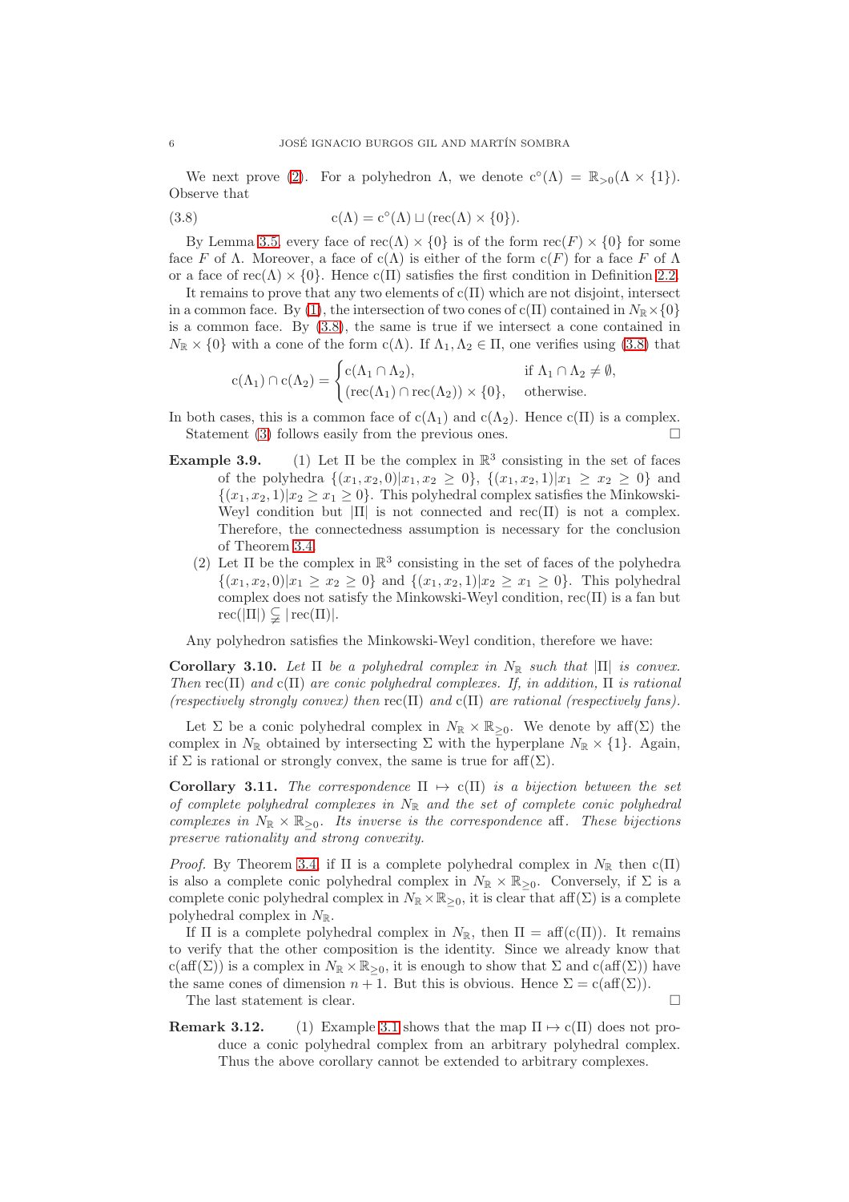We next prove (2). For a polyhedron $\Lambda$, we denote $\mathrm{c}^{\circ}(\Lambda) = \mathbb{R}_{>0}(\Lambda \times \{1\})$. Observe that

$$\mathrm{c}(\Lambda) = \mathrm{c}^{\circ}(\Lambda) \sqcup (\mathrm{rec}(\Lambda) \times \{0\}). \tag{3.8}$$

By Lemma 3.5, every face of $\mathrm{rec}(\Lambda) \times \{0\}$ is of the form $\mathrm{rec}(F) \times \{0\}$ for some face $F$ of $\Lambda$. Moreover, a face of $\mathrm{c}(\Lambda)$ is either of the form $\mathrm{c}(F)$ for a face $F$ of $\Lambda$ or a face of $\mathrm{rec}(\Lambda) \times \{0\}$. Hence $\mathrm{c}(\Pi)$ satisfies the first condition in Definition 2.2.

It remains to prove that any two elements of $\mathrm{c}(\Pi)$ which are not disjoint, intersect in a common face. By (1), the intersection of two cones of $\mathrm{c}(\Pi)$ contained in $N_{\mathbb{R}} \times \{0\}$ is a common face. By (3.8), the same is true if we intersect a cone contained in $N_{\mathbb{R}} \times \{0\}$ with a cone of the form $\mathrm{c}(\Lambda)$. If $\Lambda_1, \Lambda_2 \in \Pi$, one verifies using (3.8) that

$$\mathrm{c}(\Lambda_1) \cap \mathrm{c}(\Lambda_2) = \begin{cases} \mathrm{c}(\Lambda_1 \cap \Lambda_2), & \text{if } \Lambda_1 \cap \Lambda_2 \neq \emptyset, \\ (\mathrm{rec}(\Lambda_1) \cap \mathrm{rec}(\Lambda_2)) \times \{0\}, & \text{otherwise.} \end{cases}$$

In both cases, this is a common face of $\mathrm{c}(\Lambda_1)$ and $\mathrm{c}(\Lambda_2)$. Hence $\mathrm{c}(\Pi)$ is a complex.

Statement (3) follows easily from the previous ones. □

**Example 3.9.**

1. Let $\Pi$ be the complex in $\mathbb{R}^3$ consisting in the set of faces of the polyhedra $\{(x_1, x_2, 0) | x_1, x_2 \geq 0\}$, $\{(x_1, x_2, 1) | x_1 \geq x_2 \geq 0\}$ and $\{(x_1, x_2, 1) | x_2 \geq x_1 \geq 0\}$. This polyhedral complex satisfies the Minkowski-Weyl condition but $|\Pi|$ is not connected and $\mathrm{rec}(\Pi)$ is not a complex. Therefore, the connectedness assumption is necessary for the conclusion of Theorem 3.4.
2. Let $\Pi$ be the complex in $\mathbb{R}^3$ consisting in the set of faces of the polyhedra $\{(x_1, x_2, 0) | x_1 \geq x_2 \geq 0\}$ and $\{(x_1, x_2, 1) | x_2 \geq x_1 \geq 0\}$. This polyhedral complex does not satisfy the Minkowski-Weyl condition, $\mathrm{rec}(\Pi)$ is a fan but $\mathrm{rec}(|\Pi|) \subsetneq |\mathrm{rec}(\Pi)|$.

Any polyhedron satisfies the Minkowski-Weyl condition, therefore we have:

**Corollary 3.10.** *Let $\Pi$ be a polyhedral complex in $N_{\mathbb{R}}$ such that $|\Pi|$ is convex. Then $\mathrm{rec}(\Pi)$ and $\mathrm{c}(\Pi)$ are conic polyhedral complexes. If, in addition, $\Pi$ is rational (respectively strongly convex) then $\mathrm{rec}(\Pi)$ and $\mathrm{c}(\Pi)$ are rational (respectively fans).*

Let $\Sigma$ be a conic polyhedral complex in $N_{\mathbb{R}} \times \mathbb{R}_{\geq 0}$. We denote by $\mathrm{aff}(\Sigma)$ the complex in $N_{\mathbb{R}}$ obtained by intersecting $\Sigma$ with the hyperplane $N_{\mathbb{R}} \times \{1\}$. Again, if $\Sigma$ is rational or strongly convex, the same is true for $\mathrm{aff}(\Sigma)$.

**Corollary 3.11.** *The correspondence $\Pi \mapsto \mathrm{c}(\Pi)$ is a bijection between the set of complete polyhedral complexes in $N_{\mathbb{R}}$ and the set of complete conic polyhedral complexes in $N_{\mathbb{R}} \times \mathbb{R}_{\geq 0}$. Its inverse is the correspondence $\mathrm{aff}$. These bijections preserve rationality and strong convexity.*

*Proof.* By Theorem 3.4, if $\Pi$ is a complete polyhedral complex in $N_{\mathbb{R}}$ then $\mathrm{c}(\Pi)$ is also a complete conic polyhedral complex in $N_{\mathbb{R}} \times \mathbb{R}_{\geq 0}$. Conversely, if $\Sigma$ is a complete conic polyhedral complex in $N_{\mathbb{R}} \times \mathbb{R}_{\geq 0}$, it is clear that $\mathrm{aff}(\Sigma)$ is a complete polyhedral complex in $N_{\mathbb{R}}$.

If $\Pi$ is a complete polyhedral complex in $N_{\mathbb{R}}$, then $\Pi = \mathrm{aff}(\mathrm{c}(\Pi))$. It remains to verify that the other composition is the identity. Since we already know that $\mathrm{c}(\mathrm{aff}(\Sigma))$ is a complex in $N_{\mathbb{R}} \times \mathbb{R}_{\geq 0}$, it is enough to show that $\Sigma$ and $\mathrm{c}(\mathrm{aff}(\Sigma))$ have the same cones of dimension $n+1$. But this is obvious. Hence $\Sigma = \mathrm{c}(\mathrm{aff}(\Sigma))$.

The last statement is clear. □

**Remark 3.12.**

1. Example 3.1 shows that the map $\Pi \mapsto \mathrm{c}(\Pi)$ does not produce a conic polyhedral complex from an arbitrary polyhedral complex. Thus the above corollary cannot be extended to arbitrary complexes.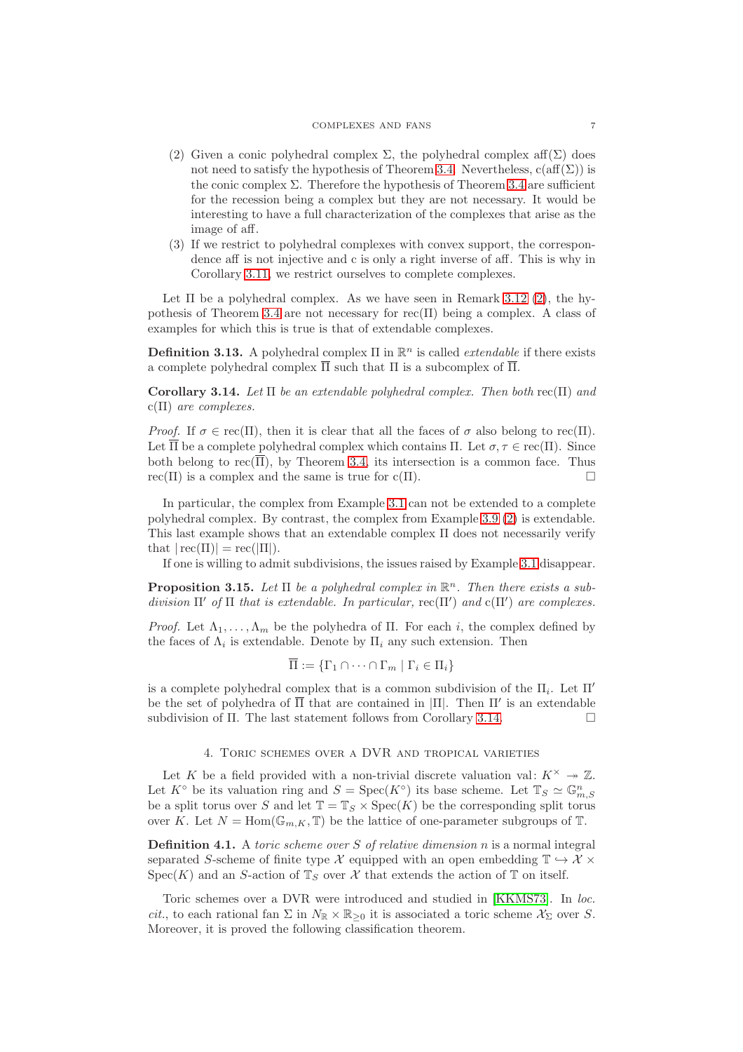(2) Given a conic polyhedral complex $\Sigma$, the polyhedral complex $\operatorname{aff}(\Sigma)$ does not need to satisfy the hypothesis of Theorem 3.4. Nevertheless, $\mathrm{c}(\operatorname{aff}(\Sigma))$ is the conic complex $\Sigma$. Therefore the hypothesis of Theorem 3.4 are sufficient for the recession being a complex but they are not necessary. It would be interesting to have a full characterization of the complexes that arise as the image of aff.

(3) If we restrict to polyhedral complexes with convex support, the correspondence aff is not injective and c is only a right inverse of aff. This is why in Corollary 3.11, we restrict ourselves to complete complexes.

Let $\Pi$ be a polyhedral complex. As we have seen in Remark 3.12 (2), the hypothesis of Theorem 3.4 are not necessary for $\operatorname{rec}(\Pi)$ being a complex. A class of examples for which this is true is that of extendable complexes.

**Definition 3.13.** A polyhedral complex $\Pi$ in $\mathbb{R}^n$ is called *extendable* if there exists a complete polyhedral complex $\overline{\Pi}$ such that $\Pi$ is a subcomplex of $\overline{\Pi}$.

**Corollary 3.14.** *Let $\Pi$ be an extendable polyhedral complex. Then both $\operatorname{rec}(\Pi)$ and $\mathrm{c}(\Pi)$ are complexes.*

*Proof.* If $\sigma \in \operatorname{rec}(\Pi)$, then it is clear that all the faces of $\sigma$ also belong to $\operatorname{rec}(\Pi)$. Let $\overline{\Pi}$ be a complete polyhedral complex which contains $\Pi$. Let $\sigma, \tau \in \operatorname{rec}(\Pi)$. Since both belong to $\operatorname{rec}(\overline{\Pi})$, by Theorem 3.4, its intersection is a common face. Thus $\operatorname{rec}(\Pi)$ is a complex and the same is true for $\mathrm{c}(\Pi)$. □

In particular, the complex from Example 3.1 can not be extended to a complete polyhedral complex. By contrast, the complex from Example 3.9 (2) is extendable. This last example shows that an extendable complex $\Pi$ does not necessarily verify that $|\operatorname{rec}(\Pi)| = \operatorname{rec}(|\Pi|)$.

If one is willing to admit subdivisions, the issues raised by Example 3.1 disappear.

**Proposition 3.15.** *Let $\Pi$ be a polyhedral complex in $\mathbb{R}^n$. Then there exists a subdivision $\Pi'$ of $\Pi$ that is extendable. In particular, $\operatorname{rec}(\Pi')$ and $\mathrm{c}(\Pi')$ are complexes.*

*Proof.* Let $\Lambda_1, \dots, \Lambda_m$ be the polyhedra of $\Pi$. For each $i$, the complex defined by the faces of $\Lambda_i$ is extendable. Denote by $\Pi_i$ any such extension. Then

$$\overline{\Pi} := \{\Gamma_1 \cap \dots \cap \Gamma_m \mid \Gamma_i \in \Pi_i\}$$

is a complete polyhedral complex that is a common subdivision of the $\Pi_i$. Let $\Pi'$ be the set of polyhedra of $\overline{\Pi}$ that are contained in $|\Pi|$. Then $\Pi'$ is an extendable subdivision of $\Pi$. The last statement follows from Corollary 3.14. □

## 4. Toric schemes over a DVR and tropical varieties

Let $K$ be a field provided with a non-trivial discrete valuation $\operatorname{val}\colon K^\times \twoheadrightarrow \mathbb{Z}$. Let $K^\circ$ be its valuation ring and $S = \operatorname{Spec}(K^\circ)$ its base scheme. Let $\mathbb{T}_S \simeq \mathbb{G}^n_{m,S}$ be a split torus over $S$ and let $\mathbb{T} = \mathbb{T}_S \times \operatorname{Spec}(K)$ be the corresponding split torus over $K$. Let $N = \operatorname{Hom}(\mathbb{G}_{m,K}, \mathbb{T})$ be the lattice of one-parameter subgroups of $\mathbb{T}$.

**Definition 4.1.** A *toric scheme over $S$ of relative dimension $n$* is a normal integral separated $S$-scheme of finite type $\mathcal{X}$ equipped with an open embedding $\mathbb{T} \hookrightarrow \mathcal{X} \times \operatorname{Spec}(K)$ and an $S$-action of $\mathbb{T}_S$ over $\mathcal{X}$ that extends the action of $\mathbb{T}$ on itself.

Toric schemes over a DVR were introduced and studied in [KKMS73]. In *loc. cit.*, to each rational fan $\Sigma$ in $N_{\mathbb{R}} \times \mathbb{R}_{\geq 0}$ it is associated a toric scheme $\mathcal{X}_\Sigma$ over $S$. Moreover, it is proved the following classification theorem.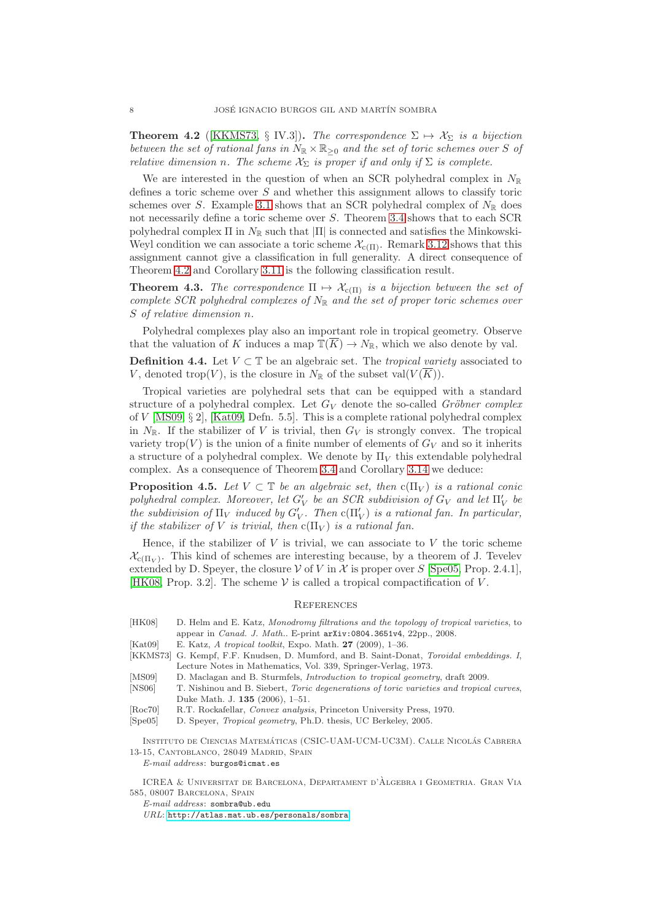**Theorem 4.2** ([KKMS73, § IV.3])**.** *The correspondence $\Sigma \mapsto \mathcal{X}_\Sigma$ is a bijection between the set of rational fans in $N_\mathbb{R} \times \mathbb{R}_{\geq 0}$ and the set of toric schemes over $S$ of relative dimension $n$. The scheme $\mathcal{X}_\Sigma$ is proper if and only if $\Sigma$ is complete.*

We are interested in the question of when an SCR polyhedral complex in $N_\mathbb{R}$ defines a toric scheme over $S$ and whether this assignment allows to classify toric schemes over $S$. Example 3.1 shows that an SCR polyhedral complex of $N_\mathbb{R}$ does not necessarily define a toric scheme over $S$. Theorem 3.4 shows that to each SCR polyhedral complex $\Pi$ in $N_\mathbb{R}$ such that $|\Pi|$ is connected and satisfies the Minkowski-Weyl condition we can associate a toric scheme $\mathcal{X}_{\mathrm{c}(\Pi)}$. Remark 3.12 shows that this assignment cannot give a classification in full generality. A direct consequence of Theorem 4.2 and Corollary 3.11 is the following classification result.

**Theorem 4.3.** *The correspondence $\Pi \mapsto \mathcal{X}_{\mathrm{c}(\Pi)}$ is a bijection between the set of complete SCR polyhedral complexes of $N_\mathbb{R}$ and the set of proper toric schemes over $S$ of relative dimension $n$.*

Polyhedral complexes play also an important role in tropical geometry. Observe that the valuation of $K$ induces a map $\mathbb{T}(\overline{K}) \to N_\mathbb{R}$, which we also denote by val.

**Definition 4.4.** Let $V \subset \mathbb{T}$ be an algebraic set. The *tropical variety* associated to $V$, denoted $\mathrm{trop}(V)$, is the closure in $N_\mathbb{R}$ of the subset $\mathrm{val}(V(\overline{K}))$.

Tropical varieties are polyhedral sets that can be equipped with a standard structure of a polyhedral complex. Let $G_V$ denote the so-called *Gröbner complex* of $V$ [MS09, § 2], [Kat09, Defn. 5.5]. This is a complete rational polyhedral complex in $N_\mathbb{R}$. If the stabilizer of $V$ is trivial, then $G_V$ is strongly convex. The tropical variety $\mathrm{trop}(V)$ is the union of a finite number of elements of $G_V$ and so it inherits a structure of a polyhedral complex. We denote by $\Pi_V$ this extendable polyhedral complex. As a consequence of Theorem 3.4 and Corollary 3.14 we deduce:

**Proposition 4.5.** *Let $V \subset \mathbb{T}$ be an algebraic set, then $\mathrm{c}(\Pi_V)$ is a rational conic polyhedral complex. Moreover, let $G'_V$ be an SCR subdivision of $G_V$ and let $\Pi'_V$ be the subdivision of $\Pi_V$ induced by $G'_V$. Then $\mathrm{c}(\Pi'_V)$ is a rational fan. In particular, if the stabilizer of $V$ is trivial, then $\mathrm{c}(\Pi_V)$ is a rational fan.*

Hence, if the stabilizer of $V$ is trivial, we can associate to $V$ the toric scheme $\mathcal{X}_{\mathrm{c}(\Pi_V)}$. This kind of schemes are interesting because, by a theorem of J. Tevelev extended by D. Speyer, the closure $\mathcal{V}$ of $V$ in $\mathcal{X}$ is proper over $S$ [Spe05, Prop. 2.4.1], [HK08, Prop. 3.2]. The scheme $\mathcal{V}$ is called a tropical compactification of $V$.

## References

[HK08] D. Helm and E. Katz, *Monodromy filtrations and the topology of tropical varieties*, to appear in *Canad. J. Math.*. E-print `arXiv:0804.3651v4`, 22pp., 2008.

[Kat09] E. Katz, *A tropical toolkit*, Expo. Math. **27** (2009), 1–36.

[KKMS73] G. Kempf, F.F. Knudsen, D. Mumford, and B. Saint-Donat, *Toroidal embeddings. I*, Lecture Notes in Mathematics, Vol. 339, Springer-Verlag, 1973.

[MS09] D. Maclagan and B. Sturmfels, *Introduction to tropical geometry*, draft 2009.

[NS06] T. Nishinou and B. Siebert, *Toric degenerations of toric varieties and tropical curves*, Duke Math. J. **135** (2006), 1–51.

[Roc70] R.T. Rockafellar, *Convex analysis*, Princeton University Press, 1970.

[Spe05] D. Speyer, *Tropical geometry*, Ph.D. thesis, UC Berkeley, 2005.

Instituto de Ciencias Matemáticas (CSIC-UAM-UCM-UC3M). Calle Nicolás Cabrera 13-15, Cantoblanco, 28049 Madrid, Spain

*E-mail address*: `burgos@icmat.es`

ICREA & Universitat de Barcelona, Departament d'Àlgebra i Geometria. Gran Via 585, 08007 Barcelona, Spain

*E-mail address*: `sombra@ub.edu`

*URL*: `http://atlas.mat.ub.es/personals/sombra`